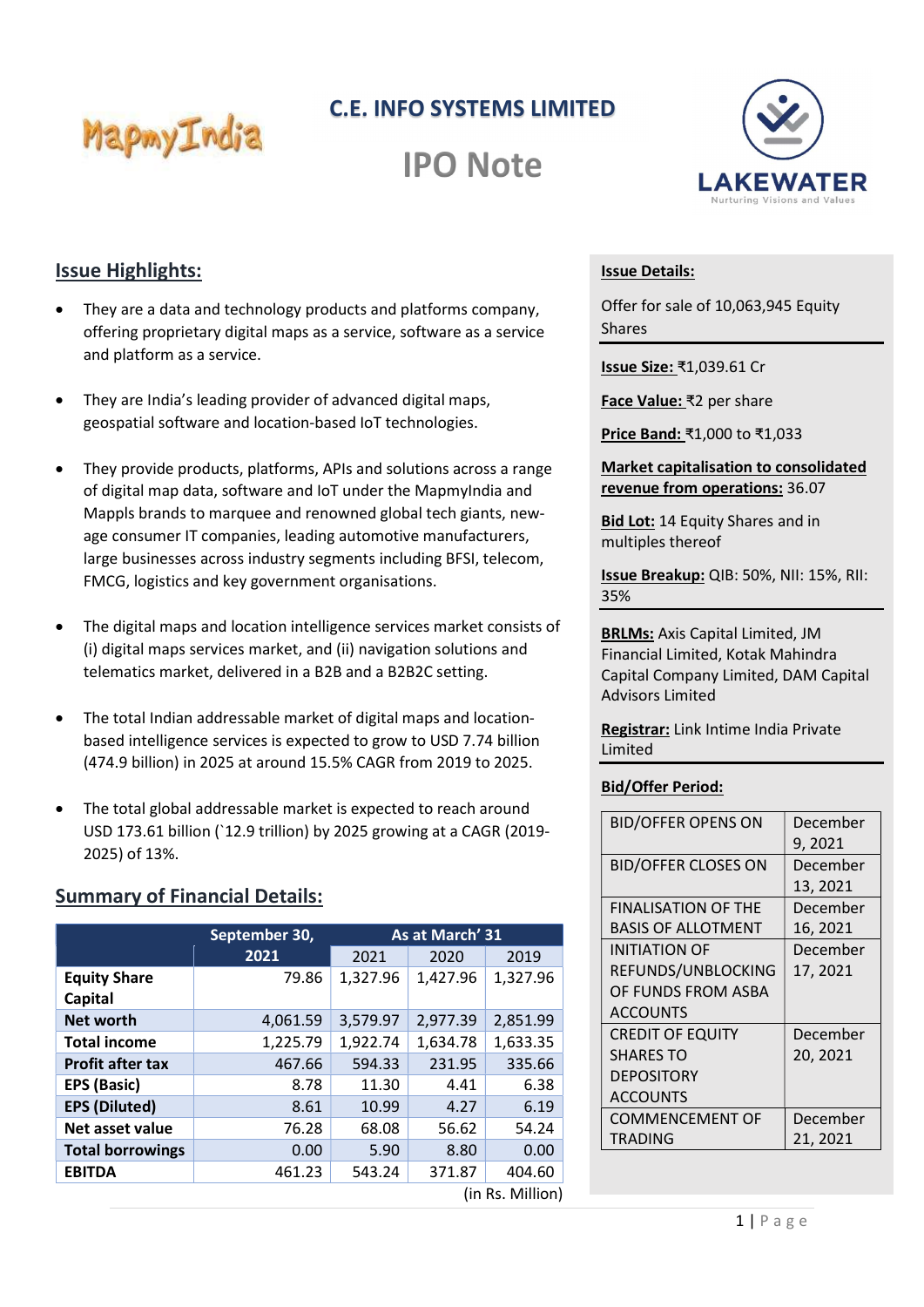# C.E. INFO SYSTEMS LIMITED

## IPO Note

LAKEWATER
Nurturing Visions and Values

## Issue Highlights:

- They are a data and technology products and platforms company, offering proprietary digital maps as a service, software as a service and platform as a service.
- They are India's leading provider of advanced digital maps, geospatial software and location-based IoT technologies.
- They provide products, platforms, APIs and solutions across a range of digital map data, software and IoT under the MapmyIndia and Mappls brands to marquee and renowned global tech giants, new-age consumer IT companies, leading automotive manufacturers, large businesses across industry segments including BFSI, telecom, FMCG, logistics and key government organisations.
- The digital maps and location intelligence services market consists of (i) digital maps services market, and (ii) navigation solutions and telematics market, delivered in a B2B and a B2B2C setting.
- The total Indian addressable market of digital maps and location-based intelligence services is expected to grow to USD 7.74 billion (474.9 billion) in 2025 at around 15.5% CAGR from 2019 to 2025.
- The total global addressable market is expected to reach around USD 173.61 billion (`12.9 trillion) by 2025 growing at a CAGR (2019-2025) of 13%.

## Summary of Financial Details:

| | September 30, 2021 | As at March' 31 | | |
|---|---|---|---|---|
| | | 2021 | 2020 | 2019 |
| **Equity Share Capital** | 79.86 | 1,327.96 | 1,427.96 | 1,327.96 |
| **Net worth** | 4,061.59 | 3,579.97 | 2,977.39 | 2,851.99 |
| **Total income** | 1,225.79 | 1,922.74 | 1,634.78 | 1,633.35 |
| **Profit after tax** | 467.66 | 594.33 | 231.95 | 335.66 |
| **EPS (Basic)** | 8.78 | 11.30 | 4.41 | 6.38 |
| **EPS (Diluted)** | 8.61 | 10.99 | 4.27 | 6.19 |
| **Net asset value** | 76.28 | 68.08 | 56.62 | 54.24 |
| **Total borrowings** | 0.00 | 5.90 | 8.80 | 0.00 |
| **EBITDA** | 461.23 | 543.24 | 371.87 | 404.60 |

(in Rs. Million)

## Issue Details:

Offer for sale of 10,063,945 Equity Shares

**Issue Size:** ₹1,039.61 Cr

**Face Value:** ₹2 per share

**Price Band:** ₹1,000 to ₹1,033

**Market capitalisation to consolidated revenue from operations:** 36.07

**Bid Lot:** 14 Equity Shares and in multiples thereof

**Issue Breakup:** QIB: 50%, NII: 15%, RII: 35%

**BRLMs:** Axis Capital Limited, JM Financial Limited, Kotak Mahindra Capital Company Limited, DAM Capital Advisors Limited

**Registrar:** Link Intime India Private Limited

## Bid/Offer Period:

| | |
|---|---|
| BID/OFFER OPENS ON | December 9, 2021 |
| BID/OFFER CLOSES ON | December 13, 2021 |
| FINALISATION OF THE BASIS OF ALLOTMENT | December 16, 2021 |
| INITIATION OF REFUNDS/UNBLOCKING OF FUNDS FROM ASBA ACCOUNTS | December 17, 2021 |
| CREDIT OF EQUITY SHARES TO DEPOSITORY ACCOUNTS | December 20, 2021 |
| COMMENCEMENT OF TRADING | December 21, 2021 |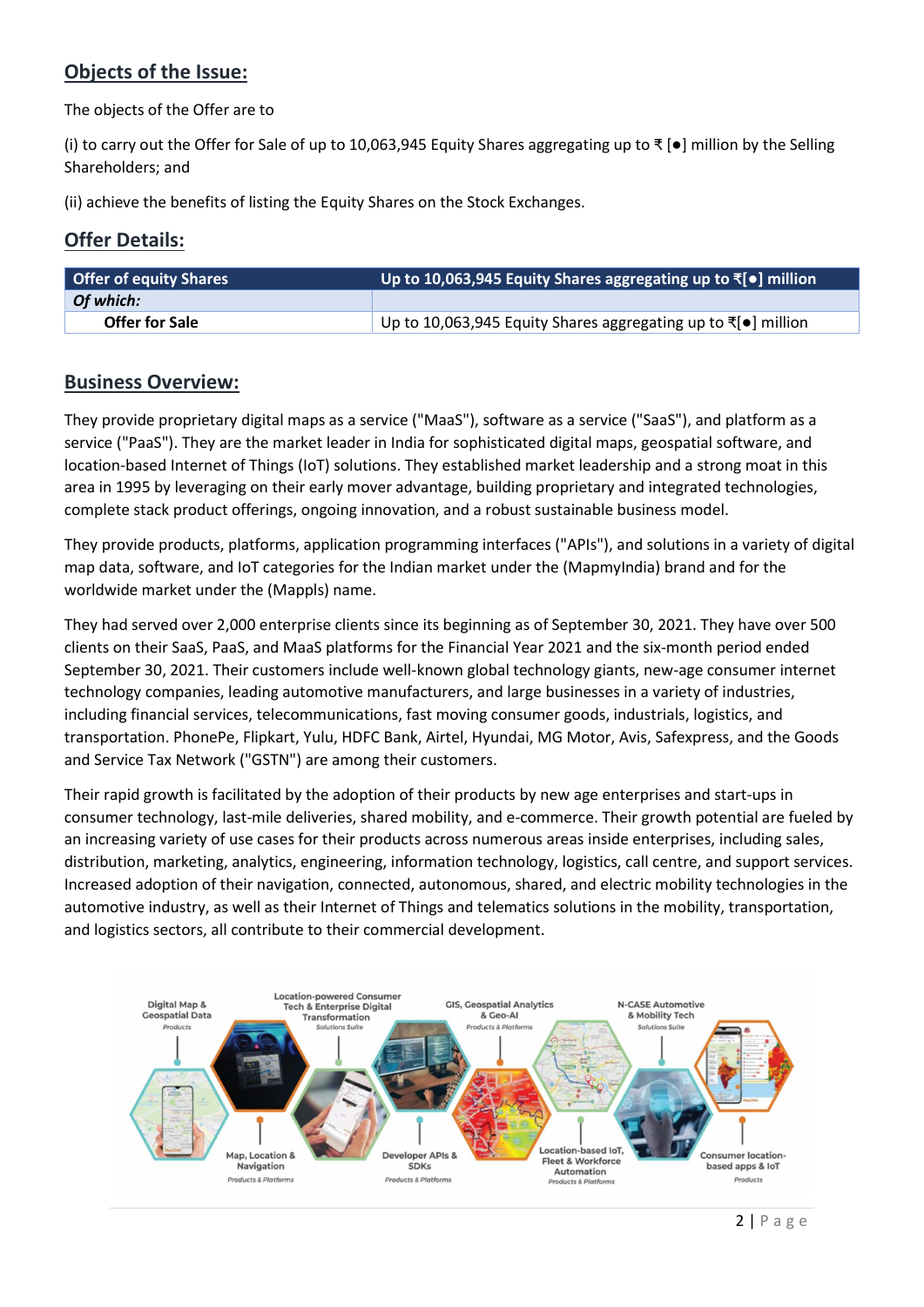## Objects of the Issue:

The objects of the Offer are to

(i) to carry out the Offer for Sale of up to 10,063,945 Equity Shares aggregating up to ₹ [●] million by the Selling Shareholders; and

(ii) achieve the benefits of listing the Equity Shares on the Stock Exchanges.

## Offer Details:

| Offer of equity Shares | Up to 10,063,945 Equity Shares aggregating up to ₹[●] million |
|---|---|
| *Of which:* | |
| **Offer for Sale** | Up to 10,063,945 Equity Shares aggregating up to ₹[●] million |

## Business Overview:

They provide proprietary digital maps as a service ("MaaS"), software as a service ("SaaS"), and platform as a service ("PaaS"). They are the market leader in India for sophisticated digital maps, geospatial software, and location-based Internet of Things (IoT) solutions. They established market leadership and a strong moat in this area in 1995 by leveraging on their early mover advantage, building proprietary and integrated technologies, complete stack product offerings, ongoing innovation, and a robust sustainable business model.

They provide products, platforms, application programming interfaces ("APIs"), and solutions in a variety of digital map data, software, and IoT categories for the Indian market under the (MapmyIndia) brand and for the worldwide market under the (Mappls) name.

They had served over 2,000 enterprise clients since its beginning as of September 30, 2021. They have over 500 clients on their SaaS, PaaS, and MaaS platforms for the Financial Year 2021 and the six-month period ended September 30, 2021. Their customers include well-known global technology giants, new-age consumer internet technology companies, leading automotive manufacturers, and large businesses in a variety of industries, including financial services, telecommunications, fast moving consumer goods, industrials, logistics, and transportation. PhonePe, Flipkart, Yulu, HDFC Bank, Airtel, Hyundai, MG Motor, Avis, Safexpress, and the Goods and Service Tax Network ("GSTN") are among their customers.

Their rapid growth is facilitated by the adoption of their products by new age enterprises and start-ups in consumer technology, last-mile deliveries, shared mobility, and e-commerce. Their growth potential are fueled by an increasing variety of use cases for their products across numerous areas inside enterprises, including sales, distribution, marketing, analytics, engineering, information technology, logistics, call centre, and support services. Increased adoption of their navigation, connected, autonomous, shared, and electric mobility technologies in the automotive industry, as well as their Internet of Things and telematics solutions in the mobility, transportation, and logistics sectors, all contribute to their commercial development.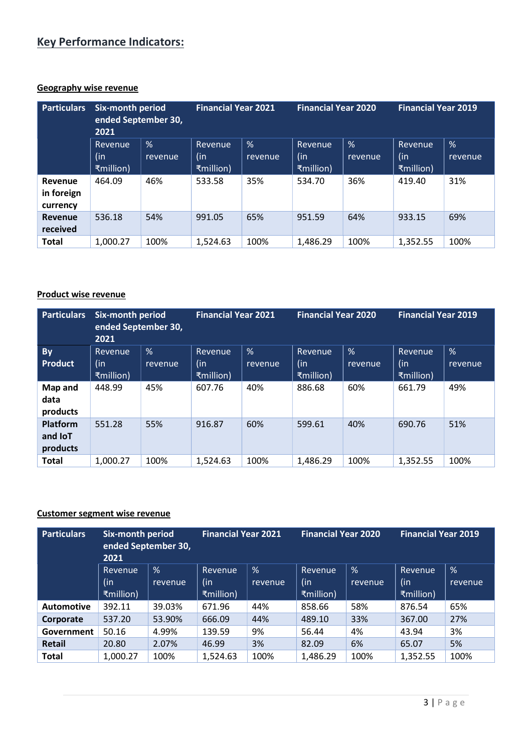## Key Performance Indicators:

### Geography wise revenue

| Particulars | Six-month period ended September 30, 2021 | | Financial Year 2021 | | Financial Year 2020 | | Financial Year 2019 | |
|---|---|---|---|---|---|---|---|---|
| | Revenue (in ₹million) | % revenue | Revenue (in ₹million) | % revenue | Revenue (in ₹million) | % revenue | Revenue (in ₹million) | % revenue |
| **Revenue in foreign currency** | 464.09 | 46% | 533.58 | 35% | 534.70 | 36% | 419.40 | 31% |
| **Revenue received** | 536.18 | 54% | 991.05 | 65% | 951.59 | 64% | 933.15 | 69% |
| **Total** | 1,000.27 | 100% | 1,524.63 | 100% | 1,486.29 | 100% | 1,352.55 | 100% |

### Product wise revenue

| Particulars | Six-month period ended September 30, 2021 | | Financial Year 2021 | | Financial Year 2020 | | Financial Year 2019 | |
|---|---|---|---|---|---|---|---|---|
| **By Product** | Revenue (in ₹million) | % revenue | Revenue (in ₹million) | % revenue | Revenue (in ₹million) | % revenue | Revenue (in ₹million) | % revenue |
| **Map and data products** | 448.99 | 45% | 607.76 | 40% | 886.68 | 60% | 661.79 | 49% |
| **Platform and IoT products** | 551.28 | 55% | 916.87 | 60% | 599.61 | 40% | 690.76 | 51% |
| **Total** | 1,000.27 | 100% | 1,524.63 | 100% | 1,486.29 | 100% | 1,352.55 | 100% |

### Customer segment wise revenue

| Particulars | Six-month period ended September 30, 2021 | | Financial Year 2021 | | Financial Year 2020 | | Financial Year 2019 | |
|---|---|---|---|---|---|---|---|---|
| | Revenue (in ₹million) | % revenue | Revenue (in ₹million) | % revenue | Revenue (in ₹million) | % revenue | Revenue (in ₹million) | % revenue |
| **Automotive** | 392.11 | 39.03% | 671.96 | 44% | 858.66 | 58% | 876.54 | 65% |
| **Corporate** | 537.20 | 53.90% | 666.09 | 44% | 489.10 | 33% | 367.00 | 27% |
| **Government** | 50.16 | 4.99% | 139.59 | 9% | 56.44 | 4% | 43.94 | 3% |
| **Retail** | 20.80 | 2.07% | 46.99 | 3% | 82.09 | 6% | 65.07 | 5% |
| **Total** | 1,000.27 | 100% | 1,524.63 | 100% | 1,486.29 | 100% | 1,352.55 | 100% |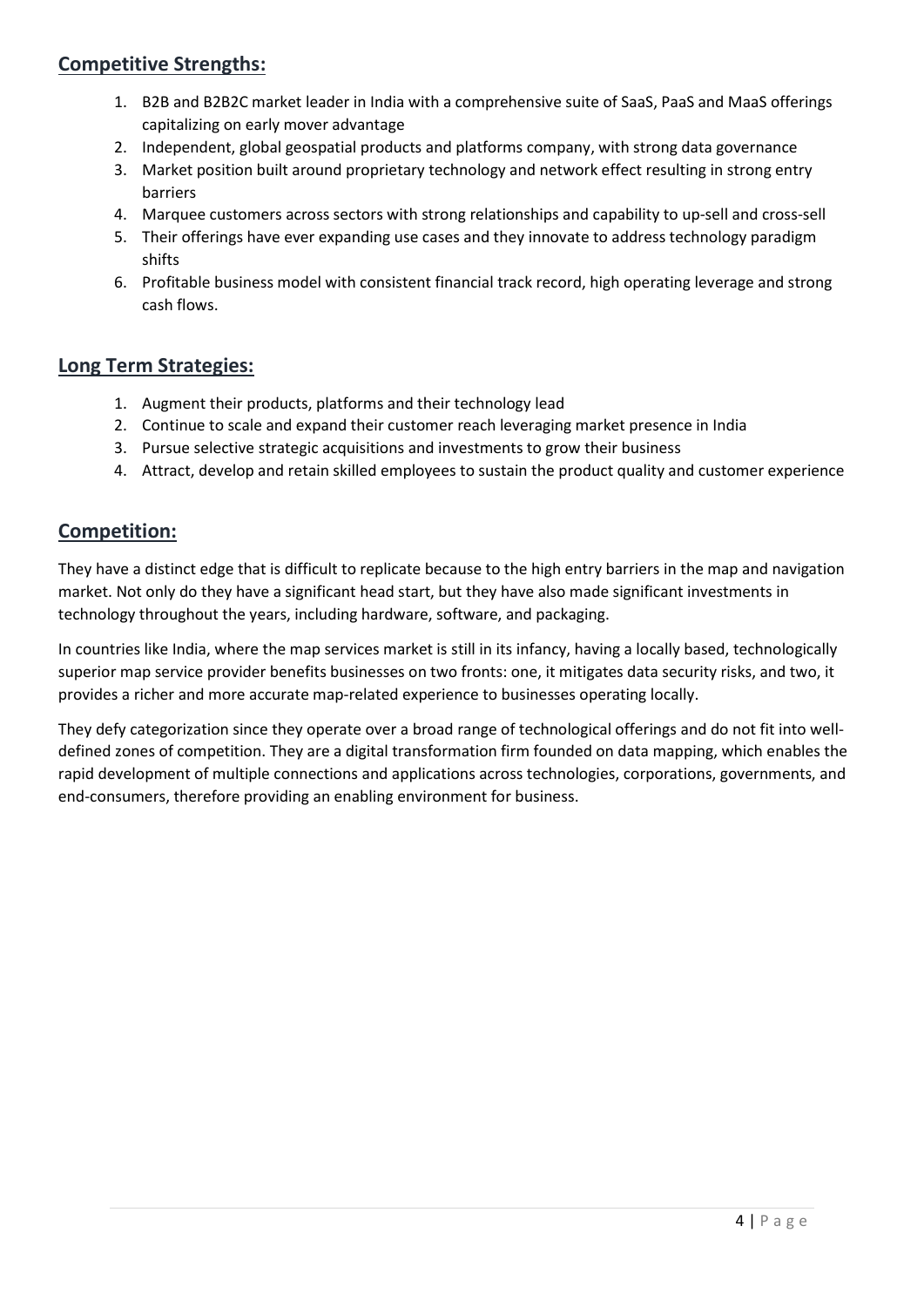## Competitive Strengths:

1. B2B and B2B2C market leader in India with a comprehensive suite of SaaS, PaaS and MaaS offerings capitalizing on early mover advantage
2. Independent, global geospatial products and platforms company, with strong data governance
3. Market position built around proprietary technology and network effect resulting in strong entry barriers
4. Marquee customers across sectors with strong relationships and capability to up-sell and cross-sell
5. Their offerings have ever expanding use cases and they innovate to address technology paradigm shifts
6. Profitable business model with consistent financial track record, high operating leverage and strong cash flows.

## Long Term Strategies:

1. Augment their products, platforms and their technology lead
2. Continue to scale and expand their customer reach leveraging market presence in India
3. Pursue selective strategic acquisitions and investments to grow their business
4. Attract, develop and retain skilled employees to sustain the product quality and customer experience

## Competition:

They have a distinct edge that is difficult to replicate because to the high entry barriers in the map and navigation market. Not only do they have a significant head start, but they have also made significant investments in technology throughout the years, including hardware, software, and packaging.

In countries like India, where the map services market is still in its infancy, having a locally based, technologically superior map service provider benefits businesses on two fronts: one, it mitigates data security risks, and two, it provides a richer and more accurate map-related experience to businesses operating locally.

They defy categorization since they operate over a broad range of technological offerings and do not fit into well-defined zones of competition. They are a digital transformation firm founded on data mapping, which enables the rapid development of multiple connections and applications across technologies, corporations, governments, and end-consumers, therefore providing an enabling environment for business.